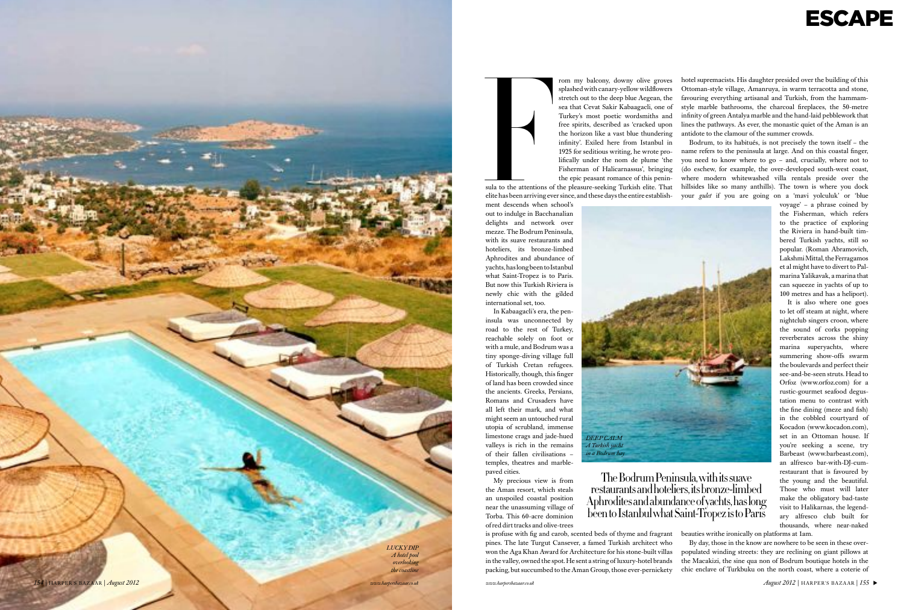# ESCAPE

From my balcony, downy olive groves splashed with canary-yellow wildflowers stretch out to the deep blue Aegean, the sea that Cevat Sakir Kabaagacli, one of Turkey's most poetic wordsmiths and free spirits, described as 'cracked upon the horizon like a vast blue thundering infinity'. Exiled here from Istanbul in 1925 for seditious writing, he wrote prolifically under the nom de plume 'the Fisherman of Halicarnassus', bringing the epic peasant romance of this peninsula to the attentions of the pleasure-seeking Turkish elite. That elite has been arriving ever since, and these days the entire establishment descends when school's out to indulge in Bacchanalian delights and network over mezze. The Bodrum Peninsula, with its suave restaurants and hoteliers, its bronze-limbed Aphrodites and abundance of yachts, has long been to Istanbul what Saint-Tropez is to Paris. But now this Turkish Riviera is newly chic with the gilded international set, too.

In Kabaagacli's era, the peninsula was unconnected by road to the rest of Turkey, reachable solely on foot or with a mule, and Bodrum was a tiny sponge-diving village full of Turkish Cretan refugees. Historically, though, this finger of land has been crowded since the ancients. Greeks, Persians, Romans and Crusaders have all left their mark, and what might seem an untouched rural utopia of scrubland, immense limestone crags and jade-hued valleys is rich in the remains of their fallen civilisations – temples, theatres and marble-paved cities.

My precious view is from the Aman resort, which steals an unspoiled coastal position near the unassuming village of Torba. This 60-acre dominion of red dirt tracks and olive-trees is profuse with fig and carob, scented beds of thyme and fragrant pines. The late Turgut Cansever, a famed Turkish architect who won the Aga Khan Award for Architecture for his stone-built villas in the valley, owned the spot. He sent a string of luxury-hotel brands packing, but succumbed to the Aman Group, those ever-pernickety hotel supremacists. His daughter presided over the building of this Ottoman-style village, Amanruya, in warm terracotta and stone, favouring everything artisanal and Turkish, from the hammam-style marble bathrooms, the charcoal fireplaces, the 50-metre infinity of green Antalya marble and the hand-laid pebblework that lines the pathways. As ever, the monastic quiet of the Aman is an antidote to the clamour of the summer crowds.

Bodrum, to its habitués, is not precisely the town itself – the name refers to the peninsula at large. And on this coastal finger, you need to know where to go – and, crucially, where not to (do eschew, for example, the over-developed south-west coast, where modern whitewashed villa rentals preside over the hillsides like so many anthills). The town is where you dock your *gulet* if you are going on a 'mavi yolculuk' or 'blue voyage' – a phrase coined by the Fisherman, which refers to the practice of exploring the Riviera in hand-built timbered Turkish yachts, still so popular. (Roman Abramovich, Lakshmi Mittal, the Ferragamos et al might have to divert to Palmarina Yalikavak, a marina that can squeeze in yachts of up to 100 metres and has a heliport).

It is also where one goes to let off steam at night, where nightclub singers croon, where the sound of corks popping reverberates across the shiny marina superyachts, where summering show-offs swarm the boulevards and perfect their see-and-be-seen struts. Head to Orfoz (www.orfoz.com) for a rustic-gourmet seafood degustation menu to contrast with the fine dining (meze and fish) in the cobbled courtyard of Kocadon (www.kocadon.com), set in an Ottoman house. If you're seeking a scene, try Barbeast (www.barbeast.com), an alfresco bar-with-DJ-cum-restaurant that is favoured by the young and the beautiful. Those who must will later make the obligatory bad-taste visit to Halikarnas, the legendary alfresco club built for thousands, where near-naked beauties writhe ironically on platforms at 1am.

By day, those in the know are nowhere to be seen in these over-populated winding streets: they are reclining on giant pillows at the Macakizi, the sine qua non of Bodrum boutique hotels in the chic enclave of Turkbuku on the north coast, where a coterie of

The Bodrum Peninsula, with its suave restaurants and hoteliers, its bronze-limbed Aphrodites and abundance of yachts, has long been to Istanbul what Saint-Tropez is to Paris

*DEEP CALM A Turkish yacht in a Bodrum bay*

*LUCKY DIP A hotel pool overlooking the coastline*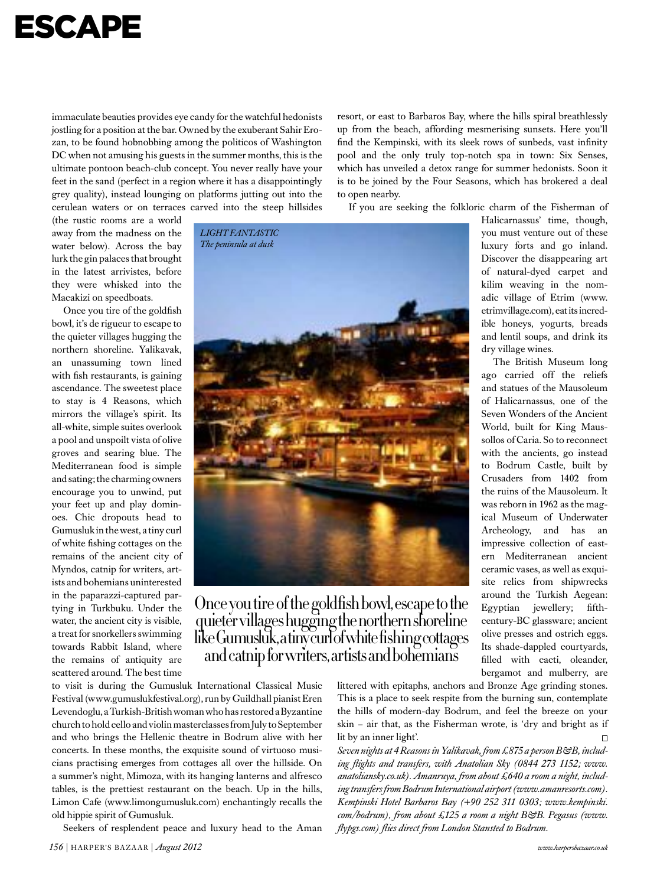# ESCAPE

immaculate beauties provides eye candy for the watchful hedonists jostling for a position at the bar. Owned by the exuberant Sahir Erozan, to be found hobnobbing among the politicos of Washington DC when not amusing his guests in the summer months, this is the ultimate pontoon beach-club concept. You never really have your feet in the sand (perfect in a region where it has a disappointingly grey quality), instead lounging on platforms jutting out into the cerulean waters or on terraces carved into the steep hillsides (the rustic rooms are a world away from the madness on the water below). Across the bay lurk the gin palaces that brought in the latest arrivistes, before they were whisked into the Macakizi on speedboats.

Once you tire of the goldfish bowl, it's de rigueur to escape to the quieter villages hugging the northern shoreline. Yalikavak, an unassuming town lined with fish restaurants, is gaining ascendance. The sweetest place to stay is 4 Reasons, which mirrors the village's spirit. Its all-white, simple suites overlook a pool and unspoilt vista of olive groves and searing blue. The Mediterranean food is simple and sating; the charming owners encourage you to unwind, put your feet up and play dominoes. Chic dropouts head to Gumusluk in the west, a tiny curl of white fishing cottages on the remains of the ancient city of Myndos, catnip for writers, artists and bohemians uninterested in the paparazzi-captured partying in Turkbuku. Under the water, the ancient city is visible, a treat for snorkellers swimming towards Rabbit Island, where the remains of antiquity are scattered around. The best time to visit is during the Gumusluk International Classical Music Festival (www.gumuslukfestival.org), run by Guildhall pianist Eren Levendoglu, a Turkish-British woman who has restored a Byzantine church to hold cello and violin masterclasses from July to September and who brings the Hellenic theatre in Bodrum alive with her concerts. In these months, the exquisite sound of virtuoso musicians practising emerges from cottages all over the hillside. On a summer's night, Mimoza, with its hanging lanterns and alfresco tables, is the prettiest restaurant on the beach. Up in the hills, Limon Cafe (www.limongumusluk.com) enchantingly recalls the old hippie spirit of Gumusluk.

Seekers of resplendent peace and luxury head to the Aman resort, or east to Barbaros Bay, where the hills spiral breathlessly up from the beach, affording mesmerising sunsets. Here you'll find the Kempinski, with its sleek rows of sunbeds, vast infinity pool and the only truly top-notch spa in town: Six Senses, which has unveiled a detox range for summer hedonists. Soon it is to be joined by the Four Seasons, which has brokered a deal to open nearby.

*LIGHT FANTASTIC*
*The peninsula at dusk*

If you are seeking the folkloric charm of the Fisherman of Halicarnassus' time, though, you must venture out of these luxury forts and go inland. Discover the disappearing art of natural-dyed carpet and kilim weaving in the nomadic village of Etrim (www.etrimvillage.com), eat its incredible honeys, yogurts, breads and lentil soups, and drink its dry village wines.

The British Museum long ago carried off the reliefs and statues of the Mausoleum of Halicarnassus, one of the Seven Wonders of the Ancient World, built for King Maussollos of Caria. So to reconnect with the ancients, go instead to Bodrum Castle, built by Crusaders from 1402 from the ruins of the Mausoleum. It was reborn in 1962 as the magical Museum of Underwater Archeology, and has an impressive collection of eastern Mediterranean ancient ceramic vases, as well as exquisite relics from shipwrecks around the Turkish Aegean: Egyptian jewellery; fifth-century-BC glassware; ancient olive presses and ostrich eggs. Its shade-dappled courtyards, filled with cacti, oleander, bergamot and mulberry, are littered with epitaphs, anchors and Bronze Age grinding stones. This is a place to seek respite from the burning sun, contemplate the hills of modern-day Bodrum, and feel the breeze on your skin – air that, as the Fisherman wrote, is 'dry and bright as if lit by an inner light'. □

Once you tire of the goldfish bowl, escape to the quieter villages hugging the northern shoreline like Gumusluk, a tiny curl of white fishing cottages and catnip for writers, artists and bohemians

*Seven nights at 4 Reasons in Yalikavak, from £875 a person B&B, including flights and transfers, with Anatolian Sky (0844 273 1152; www.anatoliansky.co.uk). Amanruya, from about £640 a room a night, including transfers from Bodrum International airport (www.amanresorts.com). Kempinski Hotel Barbaros Bay (+90 252 311 0303; www.kempinski.com/bodrum), from about £125 a room a night B&B. Pegasus (www.flypgs.com) flies direct from London Stansted to Bodrum.*